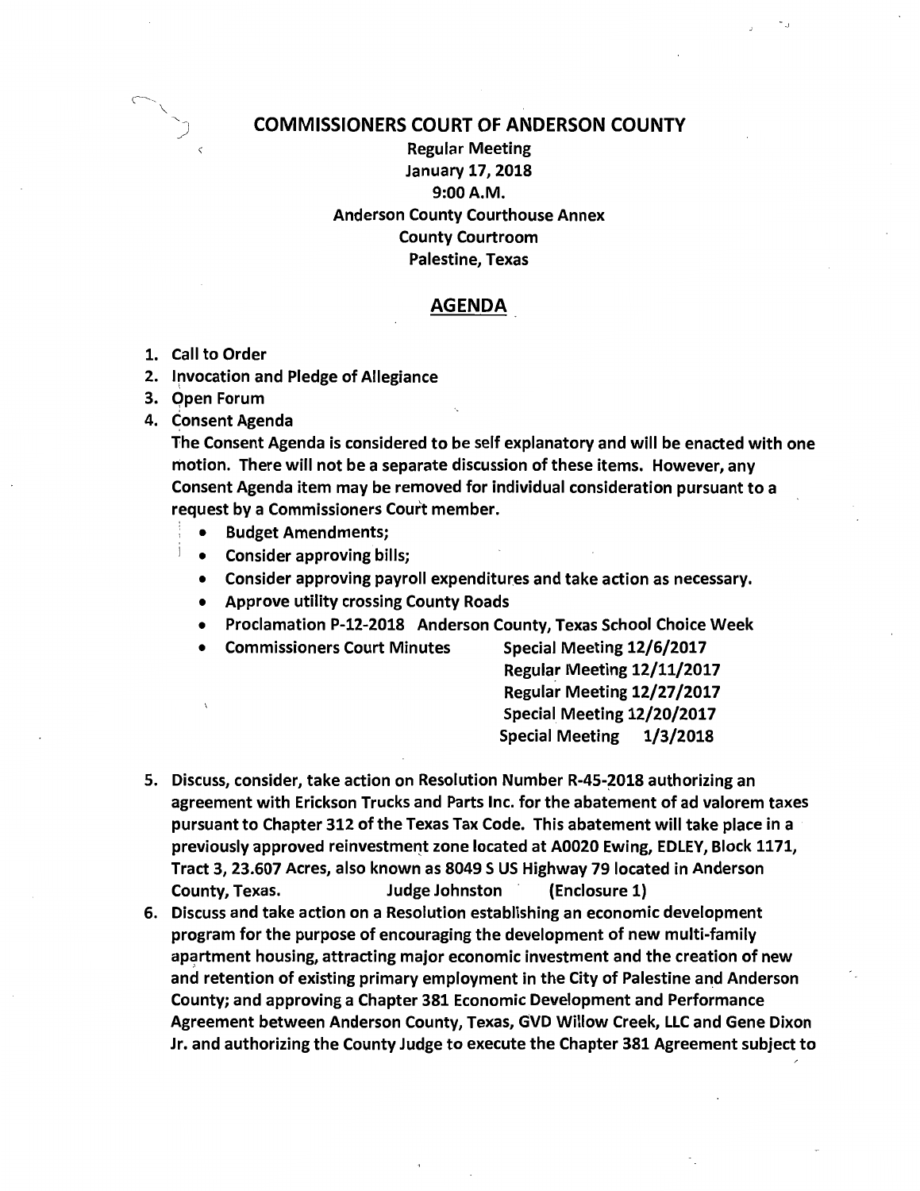# COMMISSIONERS COURT OF ANDERSON COUNTY

**Regular Meeting**
**January 17, 2018**
**9:00 A.M.**
**Anderson County Courthouse Annex**
**County Courtroom**
**Palestine, Texas**

## AGENDA

1. **Call to Order**
2. **Invocation and Pledge of Allegiance**
3. **Open Forum**
4. **Consent Agenda**

   **The Consent Agenda is considered to be self explanatory and will be enacted with one motion. There will not be a separate discussion of these items. However, any Consent Agenda item may be removed for individual consideration pursuant to a request by a Commissioners Court member.**

   - **Budget Amendments;**
   - **Consider approving bills;**
   - **Consider approving payroll expenditures and take action as necessary.**
   - **Approve utility crossing County Roads**
   - **Proclamation P-12-2018 Anderson County, Texas School Choice Week**
   - **Commissioners Court Minutes**
     - **Special Meeting 12/6/2017**
     - **Regular Meeting 12/11/2017**
     - **Regular Meeting 12/27/2017**
     - **Special Meeting 12/20/2017**
     - **Special Meeting 1/3/2018**

5. **Discuss, consider, take action on Resolution Number R-45-2018 authorizing an agreement with Erickson Trucks and Parts Inc. for the abatement of ad valorem taxes pursuant to Chapter 312 of the Texas Tax Code. This abatement will take place in a previously approved reinvestment zone located at A0020 Ewing, EDLEY, Block 1171, Tract 3, 23.607 Acres, also known as 8049 S US Highway 79 located in Anderson County, Texas. Judge Johnston (Enclosure 1)**
6. **Discuss and take action on a Resolution establishing an economic development program for the purpose of encouraging the development of new multi-family apartment housing, attracting major economic investment and the creation of new and retention of existing primary employment in the City of Palestine and Anderson County; and approving a Chapter 381 Economic Development and Performance Agreement between Anderson County, Texas, GVD Willow Creek, LLC and Gene Dixon Jr. and authorizing the County Judge to execute the Chapter 381 Agreement subject to**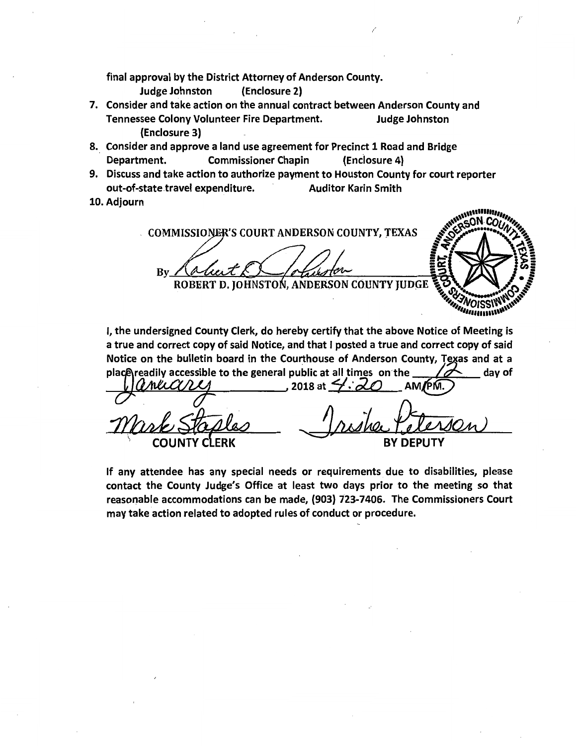final approval by the District Attorney of Anderson County.
    Judge Johnston (Enclosure 2)

7. Consider and take action on the annual contract between Anderson County and Tennessee Colony Volunteer Fire Department. Judge Johnston (Enclosure 3)
8. Consider and approve a land use agreement for Precinct 1 Road and Bridge Department. Commissioner Chapin (Enclosure 4)
9. Discuss and take action to authorize payment to Houston County for court reporter out-of-state travel expenditure. Auditor Karin Smith
10. Adjourn

COMMISSIONER'S COURT ANDERSON COUNTY, TEXAS

By Robert D. Johnston

ROBERT D. JOHNSTON, ANDERSON COUNTY JUDGE

I, the undersigned County Clerk, do hereby certify that the above Notice of Meeting is a true and correct copy of said Notice, and that I posted a true and correct copy of said Notice on the bulletin board in the Courthouse of Anderson County, Texas and at a place readily accessible to the general public at all times on the 12 day of January, 2018 at 4:20 AM/PM.

Mark Staples — COUNTY CLERK

Trisha Peterson — BY DEPUTY

If any attendee has any special needs or requirements due to disabilities, please contact the County Judge's Office at least two days prior to the meeting so that reasonable accommodations can be made, (903) 723-7406. The Commissioners Court may take action related to adopted rules of conduct or procedure.